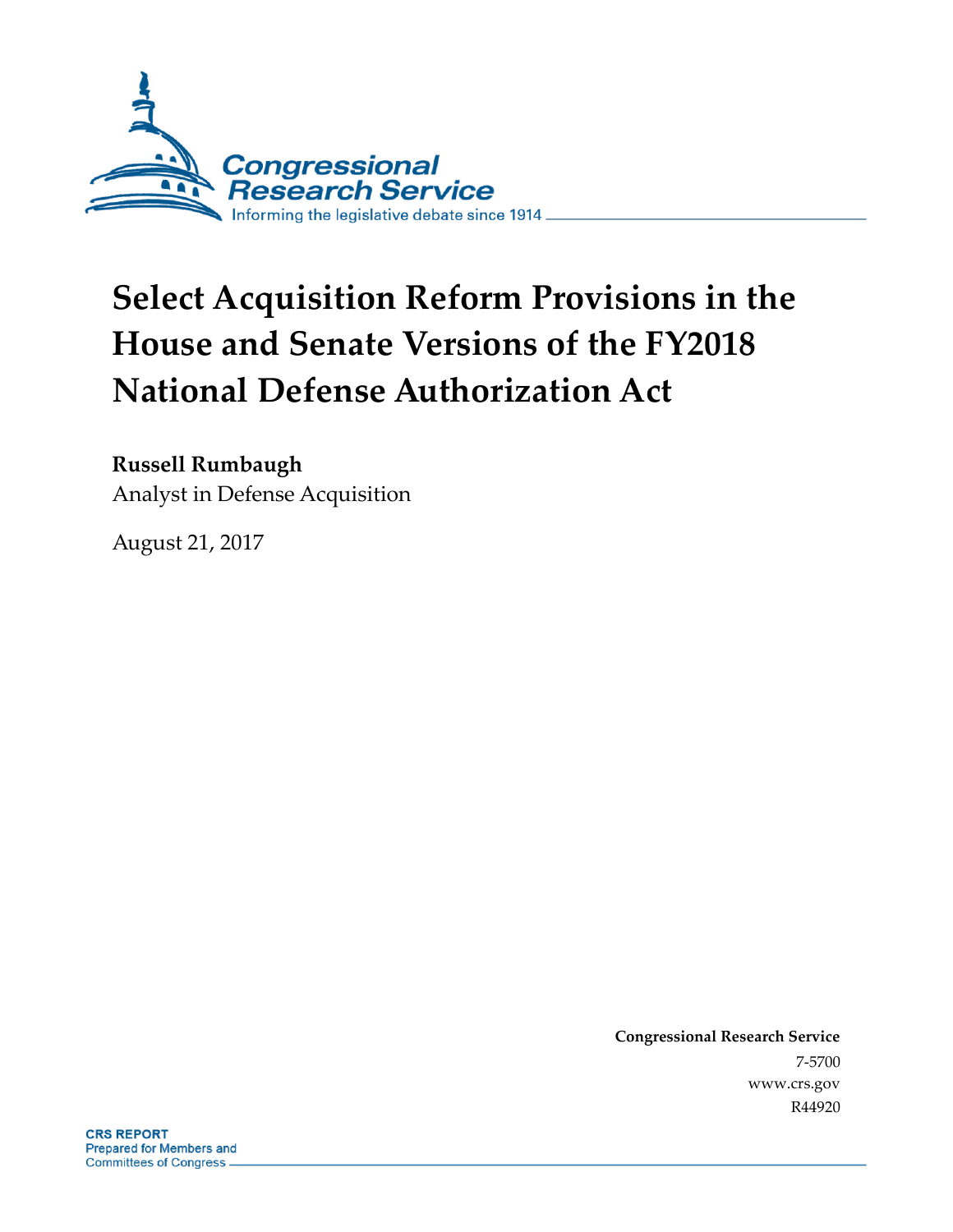Congressional Research Service

Informing the legislative debate since 1914

# Select Acquisition Reform Provisions in the House and Senate Versions of the FY2018 National Defense Authorization Act

**Russell Rumbaugh**

Analyst in Defense Acquisition

August 21, 2017

**Congressional Research Service**

7-5700

www.crs.gov

R44920

**CRS REPORT**

**Prepared for Members and Committees of Congress**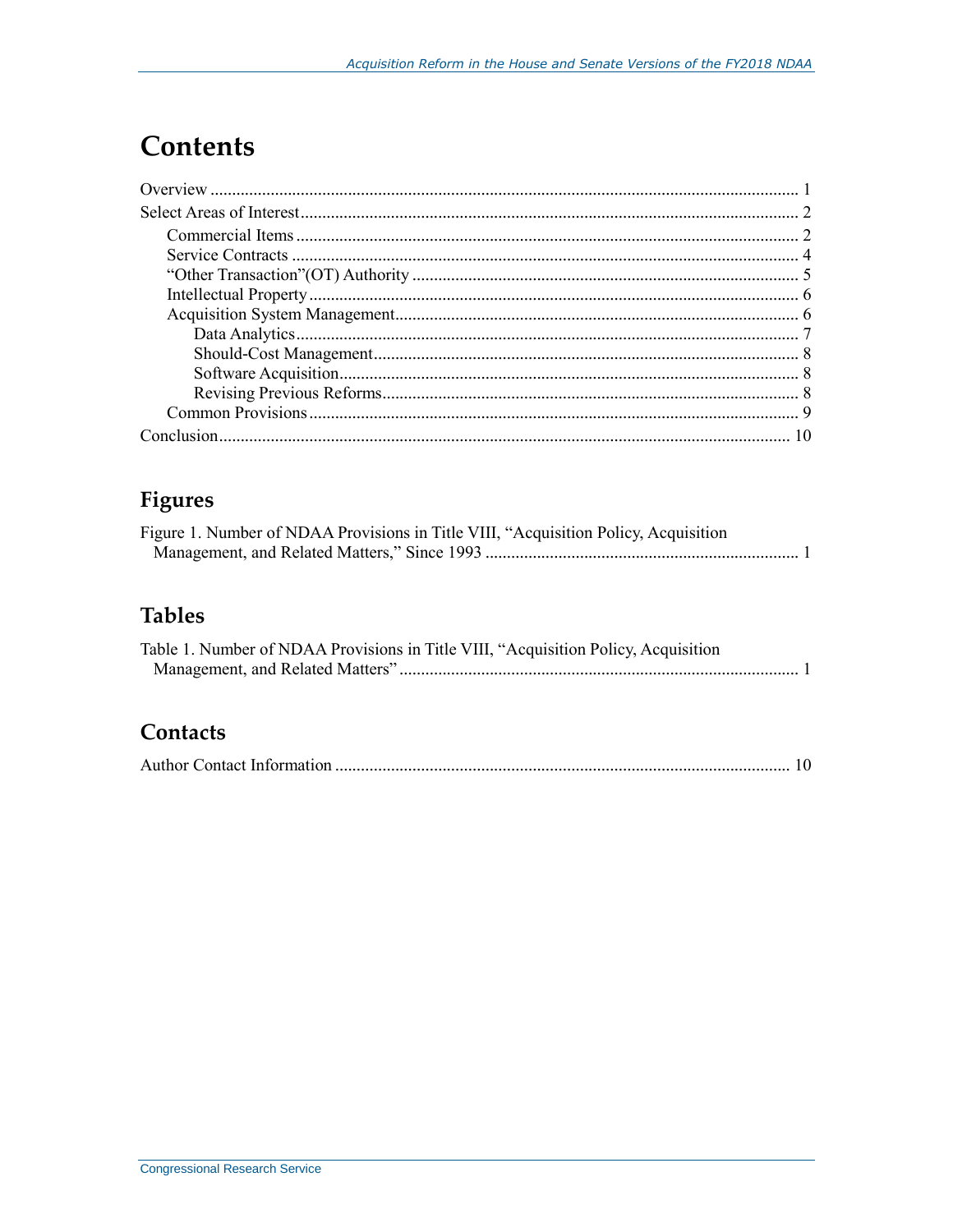# Contents

Overview ... 1
Select Areas of Interest ... 2
- Commercial Items ... 2
- Service Contracts ... 4
- "Other Transaction"(OT) Authority ... 5
- Intellectual Property ... 6
- Acquisition System Management ... 6
  - Data Analytics ... 7
  - Should-Cost Management ... 8
  - Software Acquisition ... 8
  - Revising Previous Reforms ... 8
- Common Provisions ... 9

Conclusion ... 10

## Figures

Figure 1. Number of NDAA Provisions in Title VIII, "Acquisition Policy, Acquisition Management, and Related Matters," Since 1993 ... 1

## Tables

Table 1. Number of NDAA Provisions in Title VIII, "Acquisition Policy, Acquisition Management, and Related Matters" ... 1

## Contacts

Author Contact Information ... 10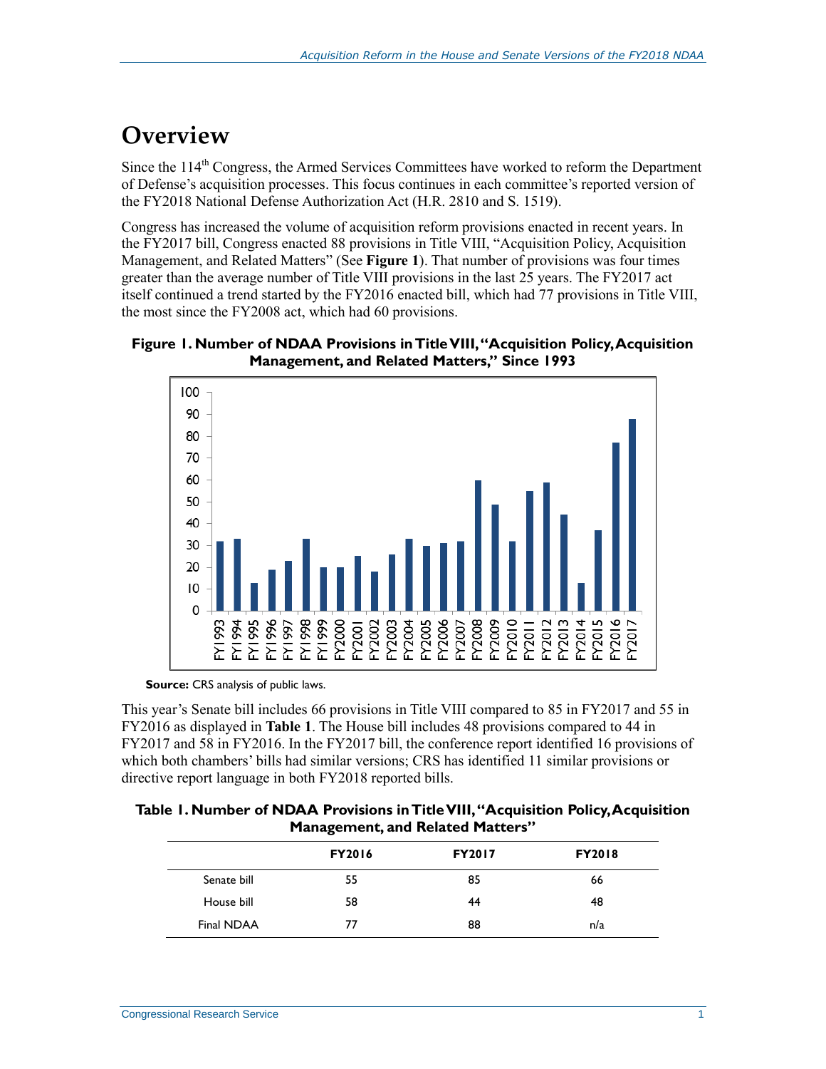# Overview

Since the 114th Congress, the Armed Services Committees have worked to reform the Department of Defense's acquisition processes. This focus continues in each committee's reported version of the FY2018 National Defense Authorization Act (H.R. 2810 and S. 1519).

Congress has increased the volume of acquisition reform provisions enacted in recent years. In the FY2017 bill, Congress enacted 88 provisions in Title VIII, "Acquisition Policy, Acquisition Management, and Related Matters" (See **Figure 1**). That number of provisions was four times greater than the average number of Title VIII provisions in the last 25 years. The FY2017 act itself continued a trend started by the FY2016 enacted bill, which had 77 provisions in Title VIII, the most since the FY2008 act, which had 60 provisions.

**Figure 1. Number of NDAA Provisions in Title VIII, "Acquisition Policy, Acquisition Management, and Related Matters," Since 1993**

**Source:** CRS analysis of public laws.

This year's Senate bill includes 66 provisions in Title VIII compared to 85 in FY2017 and 55 in FY2016 as displayed in **Table 1**. The House bill includes 48 provisions compared to 44 in FY2017 and 58 in FY2016. In the FY2017 bill, the conference report identified 16 provisions of which both chambers' bills had similar versions; CRS has identified 11 similar provisions or directive report language in both FY2018 reported bills.

**Table 1. Number of NDAA Provisions in Title VIII, "Acquisition Policy, Acquisition Management, and Related Matters"**

| | FY2016 | FY2017 | FY2018 |
|---|---|---|---|
| Senate bill | 55 | 85 | 66 |
| House bill | 58 | 44 | 48 |
| Final NDAA | 77 | 88 | n/a |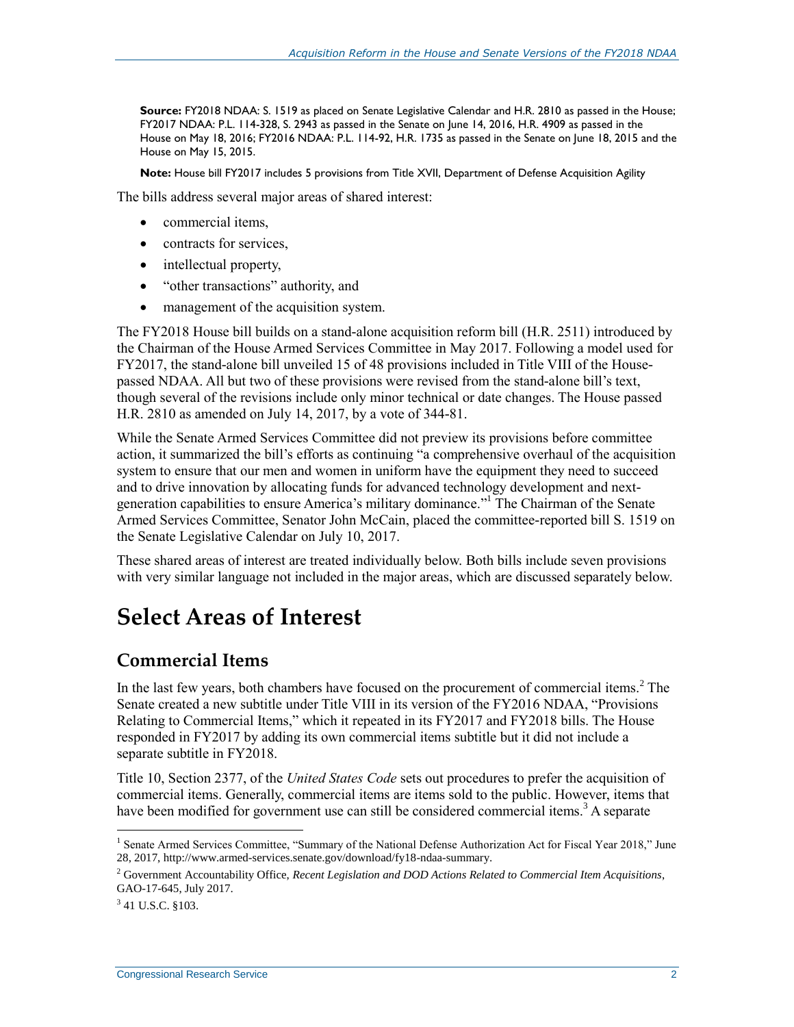**Source:** FY2018 NDAA: S. 1519 as placed on Senate Legislative Calendar and H.R. 2810 as passed in the House; FY2017 NDAA: P.L. 114-328, S. 2943 as passed in the Senate on June 14, 2016, H.R. 4909 as passed in the House on May 18, 2016; FY2016 NDAA: P.L. 114-92, H.R. 1735 as passed in the Senate on June 18, 2015 and the House on May 15, 2015.

**Note:** House bill FY2017 includes 5 provisions from Title XVII, Department of Defense Acquisition Agility

The bills address several major areas of shared interest:

- commercial items,
- contracts for services,
- intellectual property,
- "other transactions" authority, and
- management of the acquisition system.

The FY2018 House bill builds on a stand-alone acquisition reform bill (H.R. 2511) introduced by the Chairman of the House Armed Services Committee in May 2017. Following a model used for FY2017, the stand-alone bill unveiled 15 of 48 provisions included in Title VIII of the House-passed NDAA. All but two of these provisions were revised from the stand-alone bill's text, though several of the revisions include only minor technical or date changes. The House passed H.R. 2810 as amended on July 14, 2017, by a vote of 344-81.

While the Senate Armed Services Committee did not preview its provisions before committee action, it summarized the bill's efforts as continuing "a comprehensive overhaul of the acquisition system to ensure that our men and women in uniform have the equipment they need to succeed and to drive innovation by allocating funds for advanced technology development and next-generation capabilities to ensure America's military dominance."[1] The Chairman of the Senate Armed Services Committee, Senator John McCain, placed the committee-reported bill S. 1519 on the Senate Legislative Calendar on July 10, 2017.

These shared areas of interest are treated individually below. Both bills include seven provisions with very similar language not included in the major areas, which are discussed separately below.

# Select Areas of Interest

## Commercial Items

In the last few years, both chambers have focused on the procurement of commercial items.[2] The Senate created a new subtitle under Title VIII in its version of the FY2016 NDAA, "Provisions Relating to Commercial Items," which it repeated in its FY2017 and FY2018 bills. The House responded in FY2017 by adding its own commercial items subtitle but it did not include a separate subtitle in FY2018.

Title 10, Section 2377, of the *United States Code* sets out procedures to prefer the acquisition of commercial items. Generally, commercial items are items sold to the public. However, items that have been modified for government use can still be considered commercial items.[3] A separate

[1] Senate Armed Services Committee, "Summary of the National Defense Authorization Act for Fiscal Year 2018," June 28, 2017, http://www.armed-services.senate.gov/download/fy18-ndaa-summary.

[2] Government Accountability Office, *Recent Legislation and DOD Actions Related to Commercial Item Acquisitions*, GAO-17-645, July 2017.

[3] 41 U.S.C. §103.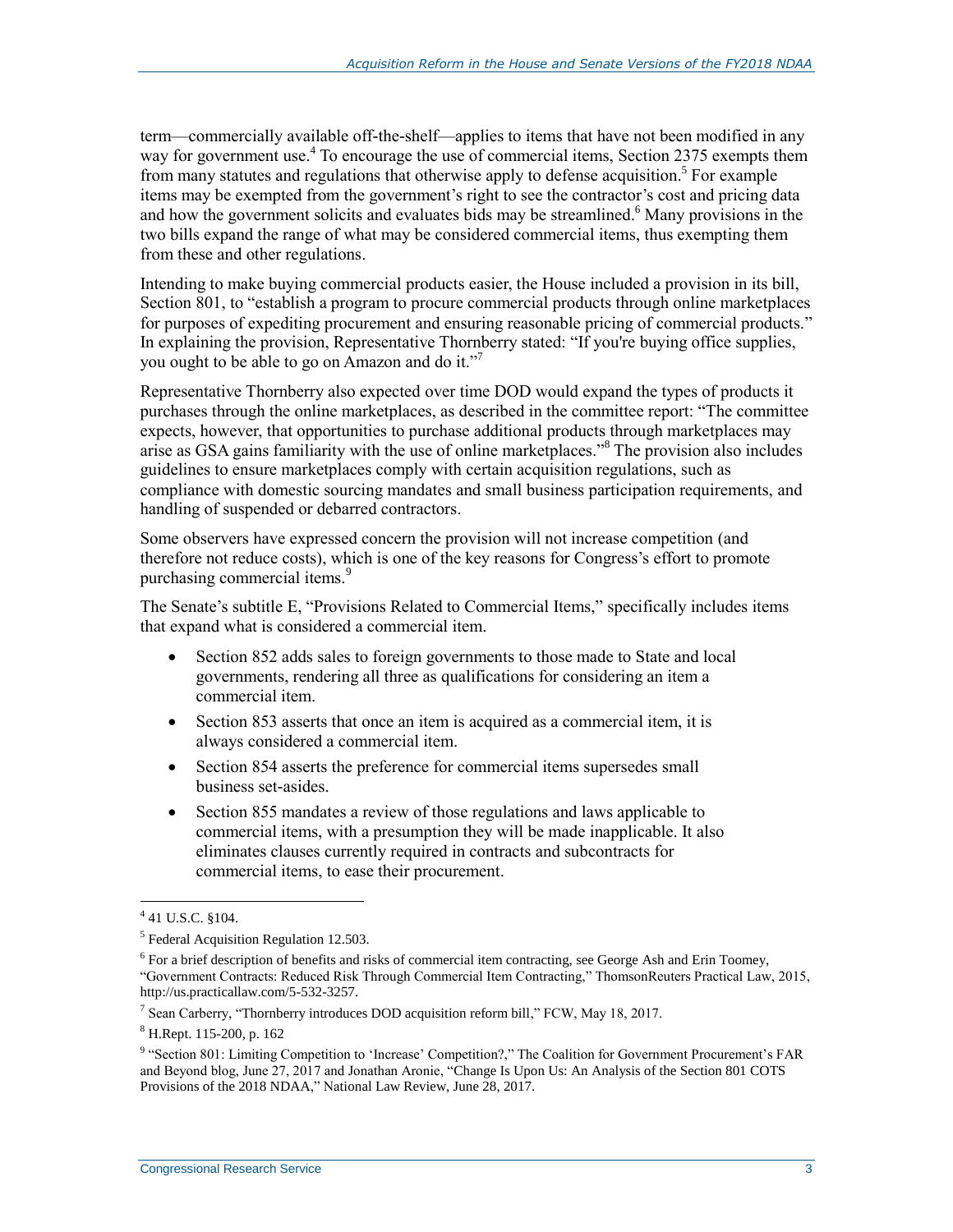term—commercially available off-the-shelf—applies to items that have not been modified in any way for government use.[4] To encourage the use of commercial items, Section 2375 exempts them from many statutes and regulations that otherwise apply to defense acquisition.[5] For example items may be exempted from the government's right to see the contractor's cost and pricing data and how the government solicits and evaluates bids may be streamlined.[6] Many provisions in the two bills expand the range of what may be considered commercial items, thus exempting them from these and other regulations.

Intending to make buying commercial products easier, the House included a provision in its bill, Section 801, to "establish a program to procure commercial products through online marketplaces for purposes of expediting procurement and ensuring reasonable pricing of commercial products." In explaining the provision, Representative Thornberry stated: "If you're buying office supplies, you ought to be able to go on Amazon and do it."[7]

Representative Thornberry also expected over time DOD would expand the types of products it purchases through the online marketplaces, as described in the committee report: "The committee expects, however, that opportunities to purchase additional products through marketplaces may arise as GSA gains familiarity with the use of online marketplaces."[8] The provision also includes guidelines to ensure marketplaces comply with certain acquisition regulations, such as compliance with domestic sourcing mandates and small business participation requirements, and handling of suspended or debarred contractors.

Some observers have expressed concern the provision will not increase competition (and therefore not reduce costs), which is one of the key reasons for Congress's effort to promote purchasing commercial items.[9]

The Senate's subtitle E, "Provisions Related to Commercial Items," specifically includes items that expand what is considered a commercial item.

- Section 852 adds sales to foreign governments to those made to State and local governments, rendering all three as qualifications for considering an item a commercial item.
- Section 853 asserts that once an item is acquired as a commercial item, it is always considered a commercial item.
- Section 854 asserts the preference for commercial items supersedes small business set-asides.
- Section 855 mandates a review of those regulations and laws applicable to commercial items, with a presumption they will be made inapplicable. It also eliminates clauses currently required in contracts and subcontracts for commercial items, to ease their procurement.

---

[4] 41 U.S.C. §104.

[5] Federal Acquisition Regulation 12.503.

[6] For a brief description of benefits and risks of commercial item contracting, see George Ash and Erin Toomey, "Government Contracts: Reduced Risk Through Commercial Item Contracting," ThomsonReuters Practical Law, 2015, http://us.practicallaw.com/5-532-3257.

[7] Sean Carberry, "Thornberry introduces DOD acquisition reform bill," FCW, May 18, 2017.

[8] H.Rept. 115-200, p. 162

[9] "Section 801: Limiting Competition to 'Increase' Competition?," The Coalition for Government Procurement's FAR and Beyond blog, June 27, 2017 and Jonathan Aronie, "Change Is Upon Us: An Analysis of the Section 801 COTS Provisions of the 2018 NDAA," National Law Review, June 28, 2017.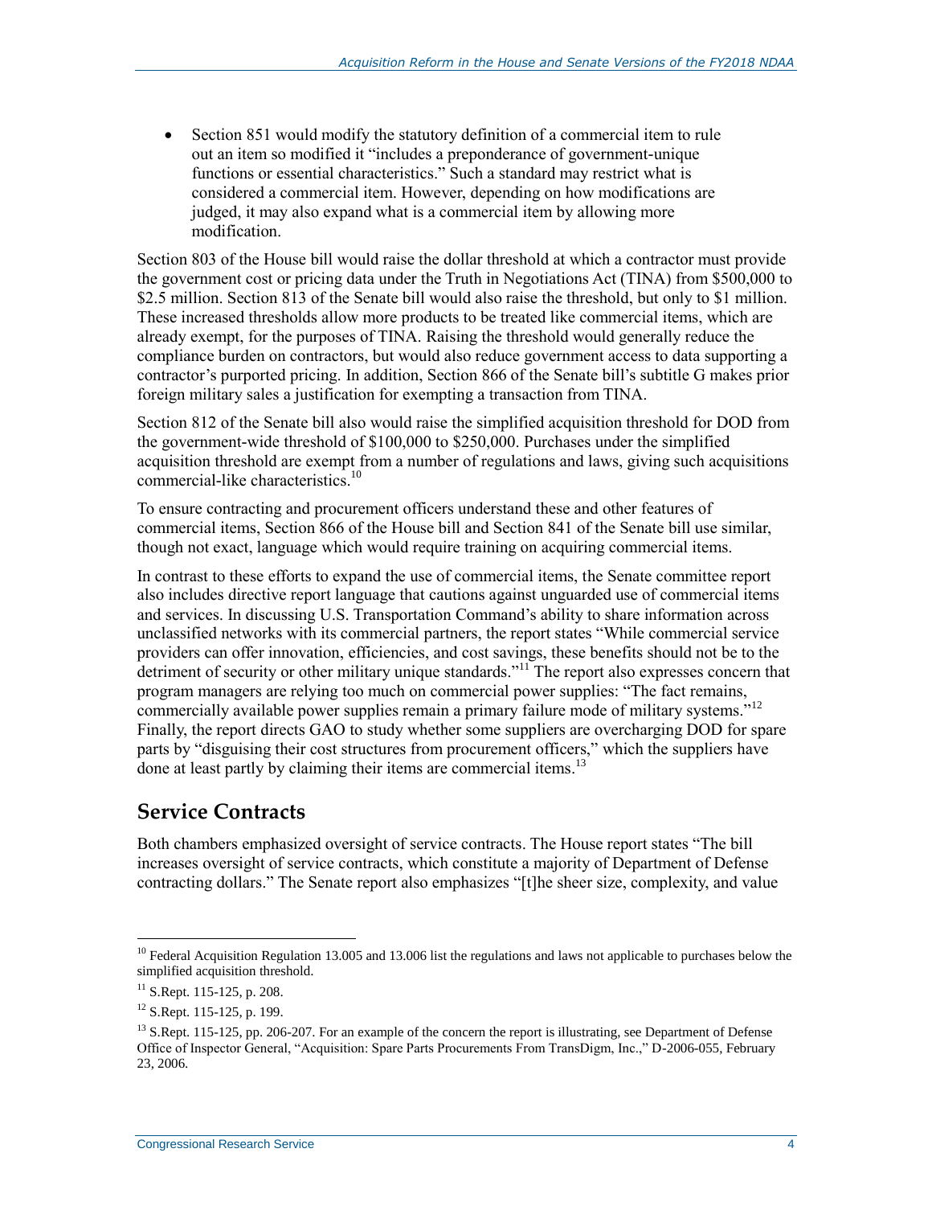- Section 851 would modify the statutory definition of a commercial item to rule out an item so modified it "includes a preponderance of government-unique functions or essential characteristics." Such a standard may restrict what is considered a commercial item. However, depending on how modifications are judged, it may also expand what is a commercial item by allowing more modification.

Section 803 of the House bill would raise the dollar threshold at which a contractor must provide the government cost or pricing data under the Truth in Negotiations Act (TINA) from $500,000 to $2.5 million. Section 813 of the Senate bill would also raise the threshold, but only to $1 million. These increased thresholds allow more products to be treated like commercial items, which are already exempt, for the purposes of TINA. Raising the threshold would generally reduce the compliance burden on contractors, but would also reduce government access to data supporting a contractor's purported pricing. In addition, Section 866 of the Senate bill's subtitle G makes prior foreign military sales a justification for exempting a transaction from TINA.

Section 812 of the Senate bill also would raise the simplified acquisition threshold for DOD from the government-wide threshold of $100,000 to $250,000. Purchases under the simplified acquisition threshold are exempt from a number of regulations and laws, giving such acquisitions commercial-like characteristics.[10]

To ensure contracting and procurement officers understand these and other features of commercial items, Section 866 of the House bill and Section 841 of the Senate bill use similar, though not exact, language which would require training on acquiring commercial items.

In contrast to these efforts to expand the use of commercial items, the Senate committee report also includes directive report language that cautions against unguarded use of commercial items and services. In discussing U.S. Transportation Command's ability to share information across unclassified networks with its commercial partners, the report states "While commercial service providers can offer innovation, efficiencies, and cost savings, these benefits should not be to the detriment of security or other military unique standards."[11] The report also expresses concern that program managers are relying too much on commercial power supplies: "The fact remains, commercially available power supplies remain a primary failure mode of military systems."[12] Finally, the report directs GAO to study whether some suppliers are overcharging DOD for spare parts by "disguising their cost structures from procurement officers," which the suppliers have done at least partly by claiming their items are commercial items.[13]

## Service Contracts

Both chambers emphasized oversight of service contracts. The House report states "The bill increases oversight of service contracts, which constitute a majority of Department of Defense contracting dollars." The Senate report also emphasizes "[t]he sheer size, complexity, and value

---

[10] Federal Acquisition Regulation 13.005 and 13.006 list the regulations and laws not applicable to purchases below the simplified acquisition threshold.

[11] S.Rept. 115-125, p. 208.

[12] S.Rept. 115-125, p. 199.

[13] S.Rept. 115-125, pp. 206-207. For an example of the concern the report is illustrating, see Department of Defense Office of Inspector General, "Acquisition: Spare Parts Procurements From TransDigm, Inc.," D-2006-055, February 23, 2006.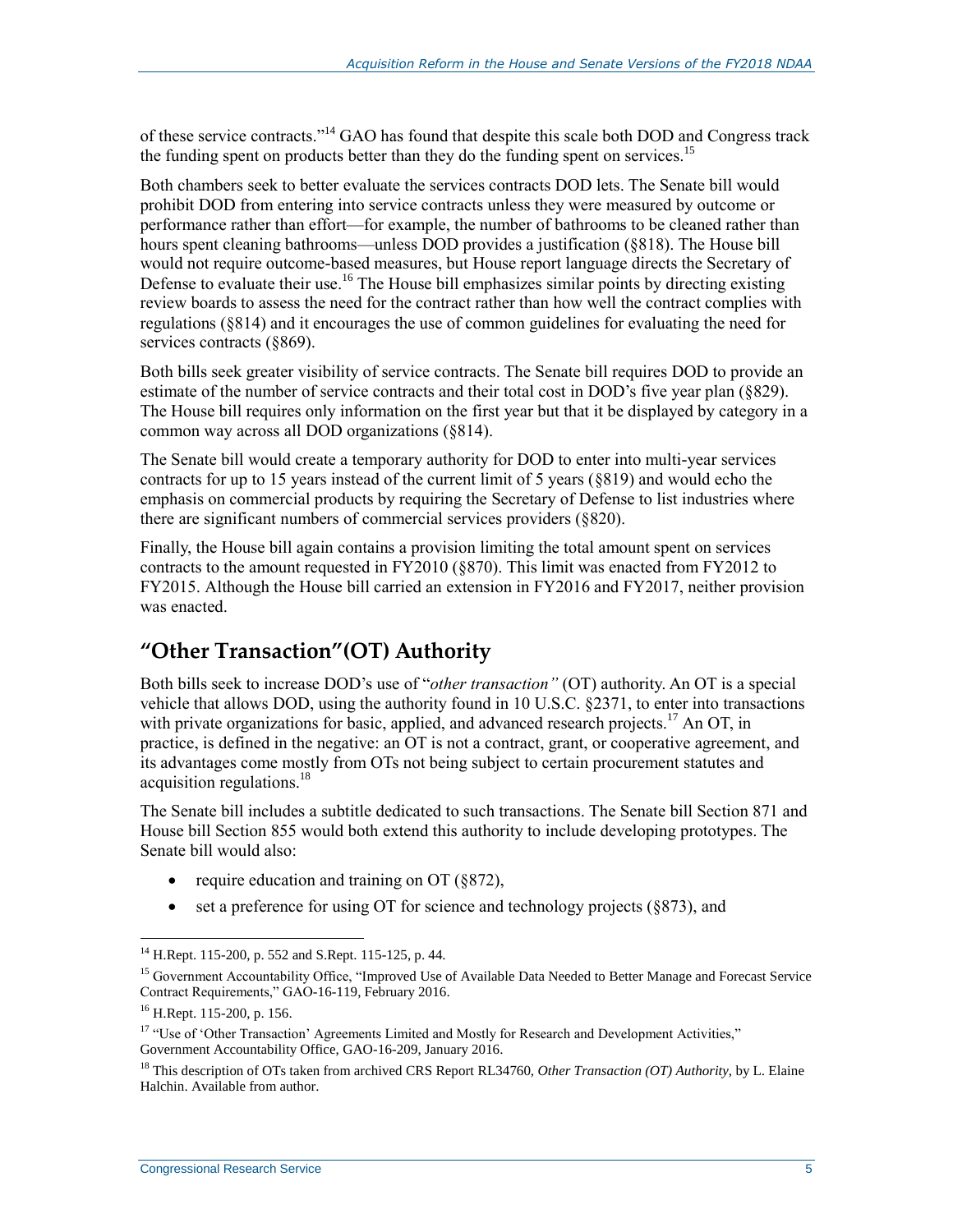of these service contracts."[14] GAO has found that despite this scale both DOD and Congress track the funding spent on products better than they do the funding spent on services.[15]

Both chambers seek to better evaluate the services contracts DOD lets. The Senate bill would prohibit DOD from entering into service contracts unless they were measured by outcome or performance rather than effort—for example, the number of bathrooms to be cleaned rather than hours spent cleaning bathrooms—unless DOD provides a justification (§818). The House bill would not require outcome-based measures, but House report language directs the Secretary of Defense to evaluate their use.[16] The House bill emphasizes similar points by directing existing review boards to assess the need for the contract rather than how well the contract complies with regulations (§814) and it encourages the use of common guidelines for evaluating the need for services contracts (§869).

Both bills seek greater visibility of service contracts. The Senate bill requires DOD to provide an estimate of the number of service contracts and their total cost in DOD's five year plan (§829). The House bill requires only information on the first year but that it be displayed by category in a common way across all DOD organizations (§814).

The Senate bill would create a temporary authority for DOD to enter into multi-year services contracts for up to 15 years instead of the current limit of 5 years (§819) and would echo the emphasis on commercial products by requiring the Secretary of Defense to list industries where there are significant numbers of commercial services providers (§820).

Finally, the House bill again contains a provision limiting the total amount spent on services contracts to the amount requested in FY2010 (§870). This limit was enacted from FY2012 to FY2015. Although the House bill carried an extension in FY2016 and FY2017, neither provision was enacted.

## "Other Transaction"(OT) Authority

Both bills seek to increase DOD's use of "*other transaction"* (OT) authority. An OT is a special vehicle that allows DOD, using the authority found in 10 U.S.C. §2371, to enter into transactions with private organizations for basic, applied, and advanced research projects.[17] An OT, in practice, is defined in the negative: an OT is not a contract, grant, or cooperative agreement, and its advantages come mostly from OTs not being subject to certain procurement statutes and acquisition regulations.[18]

The Senate bill includes a subtitle dedicated to such transactions. The Senate bill Section 871 and House bill Section 855 would both extend this authority to include developing prototypes. The Senate bill would also:

- require education and training on OT (§872),
- set a preference for using OT for science and technology projects (§873), and

---

[14] H.Rept. 115-200, p. 552 and S.Rept. 115-125, p. 44.

[15] Government Accountability Office, "Improved Use of Available Data Needed to Better Manage and Forecast Service Contract Requirements," GAO-16-119, February 2016.

[16] H.Rept. 115-200, p. 156.

[17] "Use of 'Other Transaction' Agreements Limited and Mostly for Research and Development Activities," Government Accountability Office, GAO-16-209, January 2016.

[18] This description of OTs taken from archived CRS Report RL34760, *Other Transaction (OT) Authority*, by L. Elaine Halchin. Available from author.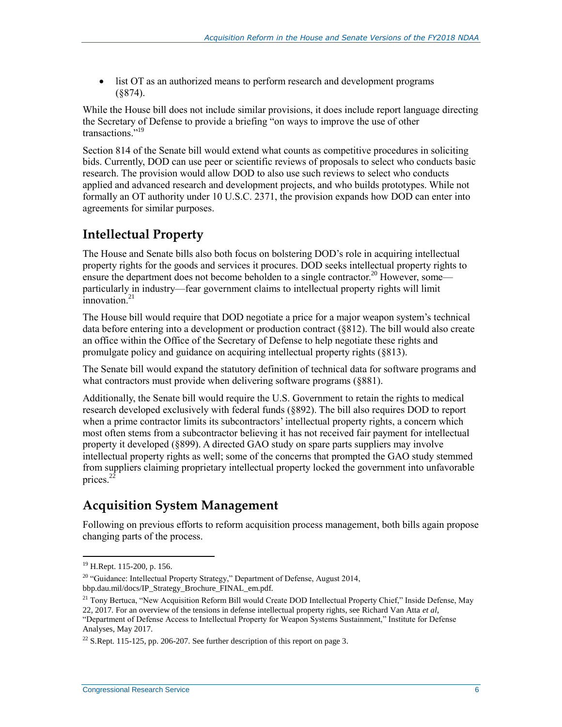- list OT as an authorized means to perform research and development programs (§874).

While the House bill does not include similar provisions, it does include report language directing the Secretary of Defense to provide a briefing "on ways to improve the use of other transactions."[19]

Section 814 of the Senate bill would extend what counts as competitive procedures in soliciting bids. Currently, DOD can use peer or scientific reviews of proposals to select who conducts basic research. The provision would allow DOD to also use such reviews to select who conducts applied and advanced research and development projects, and who builds prototypes. While not formally an OT authority under 10 U.S.C. 2371, the provision expands how DOD can enter into agreements for similar purposes.

## Intellectual Property

The House and Senate bills also both focus on bolstering DOD's role in acquiring intellectual property rights for the goods and services it procures. DOD seeks intellectual property rights to ensure the department does not become beholden to a single contractor.[20] However, some—particularly in industry—fear government claims to intellectual property rights will limit innovation.[21]

The House bill would require that DOD negotiate a price for a major weapon system's technical data before entering into a development or production contract (§812). The bill would also create an office within the Office of the Secretary of Defense to help negotiate these rights and promulgate policy and guidance on acquiring intellectual property rights (§813).

The Senate bill would expand the statutory definition of technical data for software programs and what contractors must provide when delivering software programs (§881).

Additionally, the Senate bill would require the U.S. Government to retain the rights to medical research developed exclusively with federal funds (§892). The bill also requires DOD to report when a prime contractor limits its subcontractors' intellectual property rights, a concern which most often stems from a subcontractor believing it has not received fair payment for intellectual property it developed (§899). A directed GAO study on spare parts suppliers may involve intellectual property rights as well; some of the concerns that prompted the GAO study stemmed from suppliers claiming proprietary intellectual property locked the government into unfavorable prices.[22]

## Acquisition System Management

Following on previous efforts to reform acquisition process management, both bills again propose changing parts of the process.

---

[19] H.Rept. 115-200, p. 156.

[20] "Guidance: Intellectual Property Strategy," Department of Defense, August 2014, bbp.dau.mil/docs/IP_Strategy_Brochure_FINAL_em.pdf.

[21] Tony Bertuca, "New Acquisition Reform Bill would Create DOD Intellectual Property Chief," Inside Defense, May 22, 2017. For an overview of the tensions in defense intellectual property rights, see Richard Van Atta *et al*, "Department of Defense Access to Intellectual Property for Weapon Systems Sustainment," Institute for Defense Analyses, May 2017.

[22] S.Rept. 115-125, pp. 206-207. See further description of this report on page 3.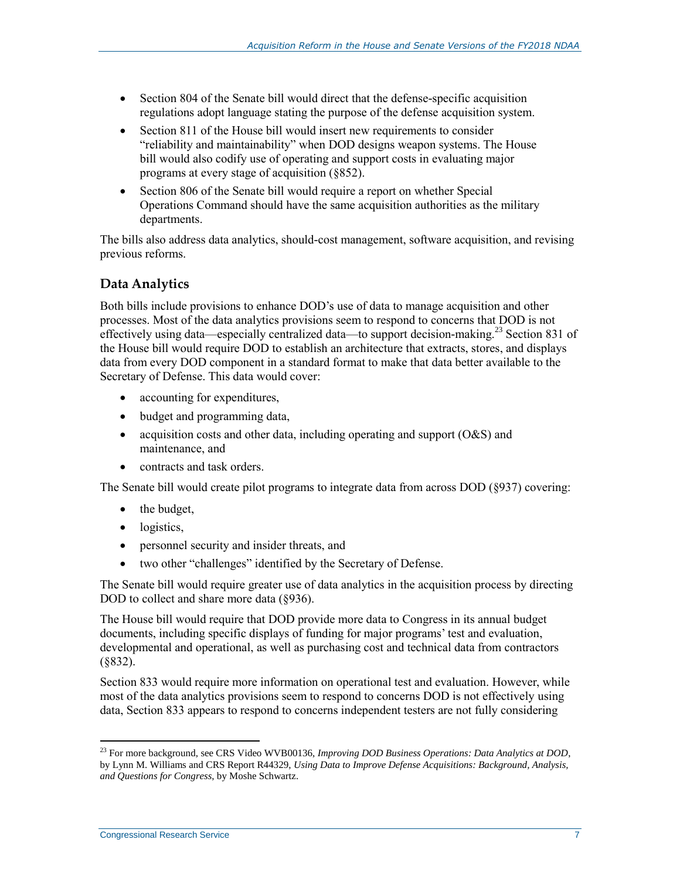- Section 804 of the Senate bill would direct that the defense-specific acquisition regulations adopt language stating the purpose of the defense acquisition system.
- Section 811 of the House bill would insert new requirements to consider "reliability and maintainability" when DOD designs weapon systems. The House bill would also codify use of operating and support costs in evaluating major programs at every stage of acquisition (§852).
- Section 806 of the Senate bill would require a report on whether Special Operations Command should have the same acquisition authorities as the military departments.

The bills also address data analytics, should-cost management, software acquisition, and revising previous reforms.

### Data Analytics

Both bills include provisions to enhance DOD's use of data to manage acquisition and other processes. Most of the data analytics provisions seem to respond to concerns that DOD is not effectively using data—especially centralized data—to support decision-making.[23] Section 831 of the House bill would require DOD to establish an architecture that extracts, stores, and displays data from every DOD component in a standard format to make that data better available to the Secretary of Defense. This data would cover:

- accounting for expenditures,
- budget and programming data,
- acquisition costs and other data, including operating and support (O&S) and maintenance, and
- contracts and task orders.

The Senate bill would create pilot programs to integrate data from across DOD (§937) covering:

- the budget,
- logistics,
- personnel security and insider threats, and
- two other "challenges" identified by the Secretary of Defense.

The Senate bill would require greater use of data analytics in the acquisition process by directing DOD to collect and share more data (§936).

The House bill would require that DOD provide more data to Congress in its annual budget documents, including specific displays of funding for major programs' test and evaluation, developmental and operational, as well as purchasing cost and technical data from contractors (§832).

Section 833 would require more information on operational test and evaluation. However, while most of the data analytics provisions seem to respond to concerns DOD is not effectively using data, Section 833 appears to respond to concerns independent testers are not fully considering

[23] For more background, see CRS Video WVB00136, *Improving DOD Business Operations: Data Analytics at DOD*, by Lynn M. Williams and CRS Report R44329, *Using Data to Improve Defense Acquisitions: Background, Analysis, and Questions for Congress*, by Moshe Schwartz.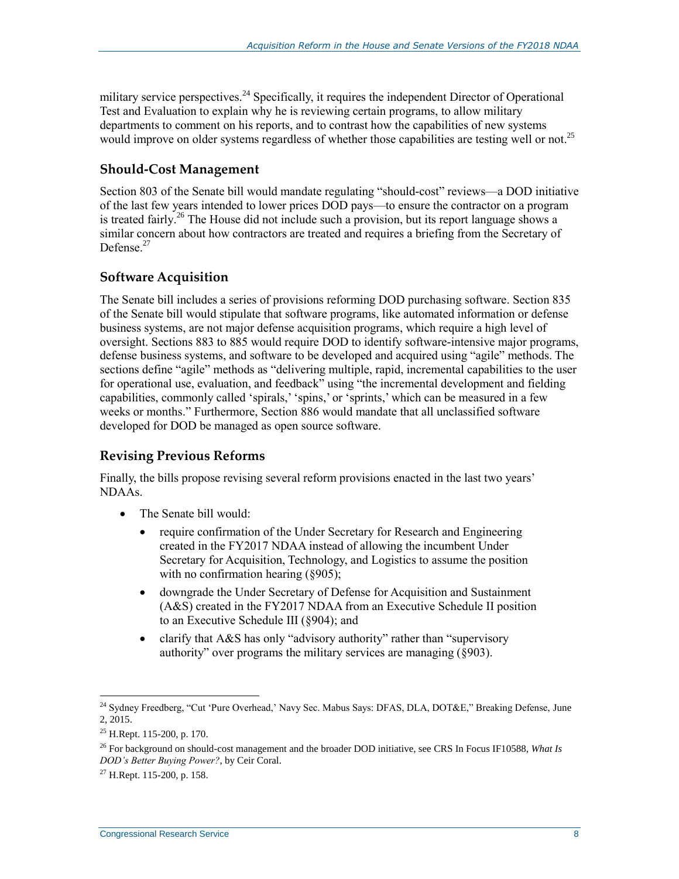military service perspectives.[24] Specifically, it requires the independent Director of Operational Test and Evaluation to explain why he is reviewing certain programs, to allow military departments to comment on his reports, and to contrast how the capabilities of new systems would improve on older systems regardless of whether those capabilities are testing well or not.[25]

### Should-Cost Management

Section 803 of the Senate bill would mandate regulating "should-cost" reviews—a DOD initiative of the last few years intended to lower prices DOD pays—to ensure the contractor on a program is treated fairly.[26] The House did not include such a provision, but its report language shows a similar concern about how contractors are treated and requires a briefing from the Secretary of Defense.[27]

### Software Acquisition

The Senate bill includes a series of provisions reforming DOD purchasing software. Section 835 of the Senate bill would stipulate that software programs, like automated information or defense business systems, are not major defense acquisition programs, which require a high level of oversight. Sections 883 to 885 would require DOD to identify software-intensive major programs, defense business systems, and software to be developed and acquired using "agile" methods. The sections define "agile" methods as "delivering multiple, rapid, incremental capabilities to the user for operational use, evaluation, and feedback" using "the incremental development and fielding capabilities, commonly called 'spirals,' 'spins,' or 'sprints,' which can be measured in a few weeks or months." Furthermore, Section 886 would mandate that all unclassified software developed for DOD be managed as open source software.

### Revising Previous Reforms

Finally, the bills propose revising several reform provisions enacted in the last two years' NDAAs.

- The Senate bill would:
  - require confirmation of the Under Secretary for Research and Engineering created in the FY2017 NDAA instead of allowing the incumbent Under Secretary for Acquisition, Technology, and Logistics to assume the position with no confirmation hearing (§905);
  - downgrade the Under Secretary of Defense for Acquisition and Sustainment (A&S) created in the FY2017 NDAA from an Executive Schedule II position to an Executive Schedule III (§904); and
  - clarify that A&S has only "advisory authority" rather than "supervisory authority" over programs the military services are managing (§903).

---

[24] Sydney Freedberg, "Cut 'Pure Overhead,' Navy Sec. Mabus Says: DFAS, DLA, DOT&E," Breaking Defense, June 2, 2015.

[25] H.Rept. 115-200, p. 170.

[26] For background on should-cost management and the broader DOD initiative, see CRS In Focus IF10588, *What Is DOD's Better Buying Power?*, by Ceir Coral.

[27] H.Rept. 115-200, p. 158.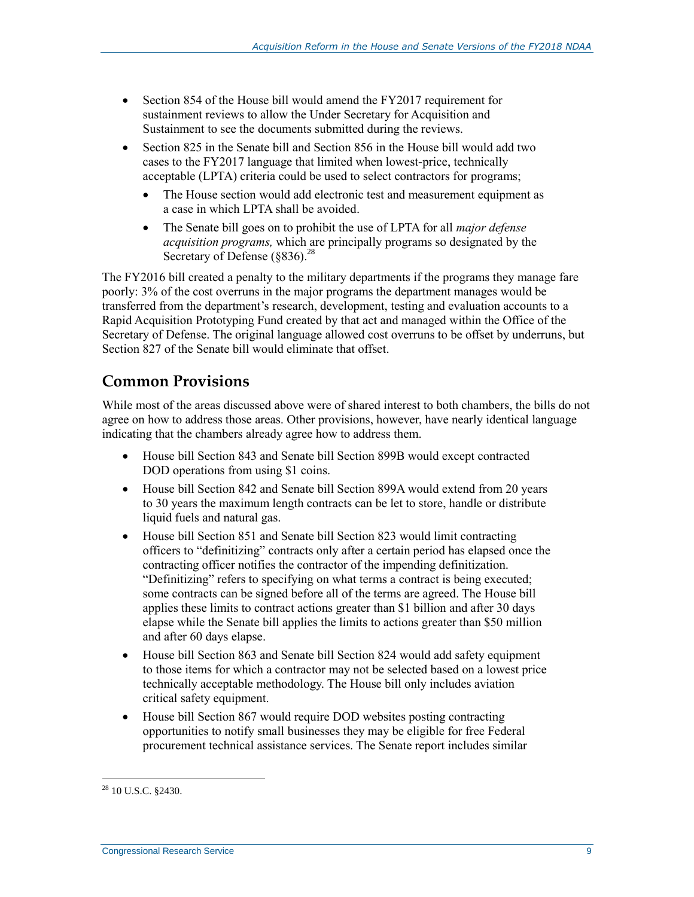- Section 854 of the House bill would amend the FY2017 requirement for sustainment reviews to allow the Under Secretary for Acquisition and Sustainment to see the documents submitted during the reviews.
- Section 825 in the Senate bill and Section 856 in the House bill would add two cases to the FY2017 language that limited when lowest-price, technically acceptable (LPTA) criteria could be used to select contractors for programs;
  - The House section would add electronic test and measurement equipment as a case in which LPTA shall be avoided.
  - The Senate bill goes on to prohibit the use of LPTA for all *major defense acquisition programs,* which are principally programs so designated by the Secretary of Defense (§836).[28]

The FY2016 bill created a penalty to the military departments if the programs they manage fare poorly: 3% of the cost overruns in the major programs the department manages would be transferred from the department's research, development, testing and evaluation accounts to a Rapid Acquisition Prototyping Fund created by that act and managed within the Office of the Secretary of Defense. The original language allowed cost overruns to be offset by underruns, but Section 827 of the Senate bill would eliminate that offset.

## Common Provisions

While most of the areas discussed above were of shared interest to both chambers, the bills do not agree on how to address those areas. Other provisions, however, have nearly identical language indicating that the chambers already agree how to address them.

- House bill Section 843 and Senate bill Section 899B would except contracted DOD operations from using $1 coins.
- House bill Section 842 and Senate bill Section 899A would extend from 20 years to 30 years the maximum length contracts can be let to store, handle or distribute liquid fuels and natural gas.
- House bill Section 851 and Senate bill Section 823 would limit contracting officers to "definitizing" contracts only after a certain period has elapsed once the contracting officer notifies the contractor of the impending definitization. "Definitizing" refers to specifying on what terms a contract is being executed; some contracts can be signed before all of the terms are agreed. The House bill applies these limits to contract actions greater than $1 billion and after 30 days elapse while the Senate bill applies the limits to actions greater than $50 million and after 60 days elapse.
- House bill Section 863 and Senate bill Section 824 would add safety equipment to those items for which a contractor may not be selected based on a lowest price technically acceptable methodology. The House bill only includes aviation critical safety equipment.
- House bill Section 867 would require DOD websites posting contracting opportunities to notify small businesses they may be eligible for free Federal procurement technical assistance services. The Senate report includes similar

[28] 10 U.S.C. §2430.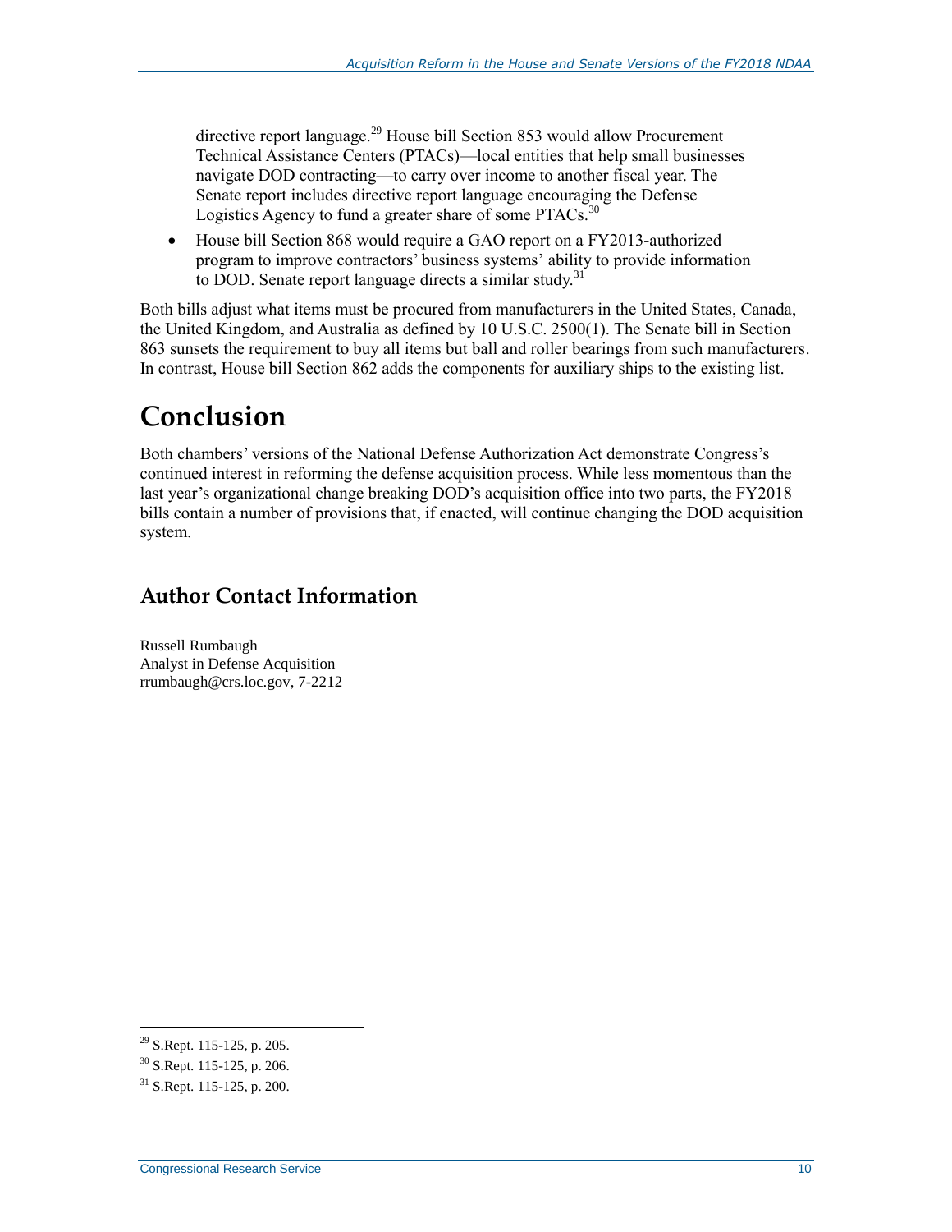directive report language.[29] House bill Section 853 would allow Procurement Technical Assistance Centers (PTACs)—local entities that help small businesses navigate DOD contracting—to carry over income to another fiscal year. The Senate report includes directive report language encouraging the Defense Logistics Agency to fund a greater share of some PTACs.[30]

- House bill Section 868 would require a GAO report on a FY2013-authorized program to improve contractors' business systems' ability to provide information to DOD. Senate report language directs a similar study.[31]

Both bills adjust what items must be procured from manufacturers in the United States, Canada, the United Kingdom, and Australia as defined by 10 U.S.C. 2500(1). The Senate bill in Section 863 sunsets the requirement to buy all items but ball and roller bearings from such manufacturers. In contrast, House bill Section 862 adds the components for auxiliary ships to the existing list.

# Conclusion

Both chambers' versions of the National Defense Authorization Act demonstrate Congress's continued interest in reforming the defense acquisition process. While less momentous than the last year's organizational change breaking DOD's acquisition office into two parts, the FY2018 bills contain a number of provisions that, if enacted, will continue changing the DOD acquisition system.

## Author Contact Information

Russell Rumbaugh
Analyst in Defense Acquisition
rrumbaugh@crs.loc.gov, 7-2212

[29] S.Rept. 115-125, p. 205.

[30] S.Rept. 115-125, p. 206.

[31] S.Rept. 115-125, p. 200.